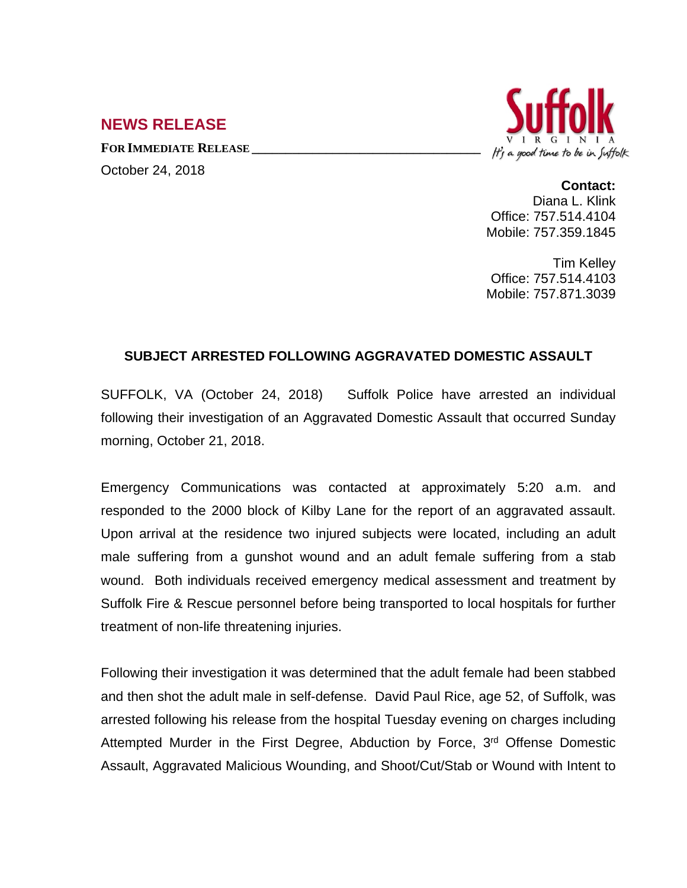## NEWS RELEASE

**FOR IMMEDIATE RELEASE**

October 24, 2018

Suffolk
VIRGINIA
*It's a good time to be in Suffolk*

**Contact:**
Diana L. Klink
Office: 757.514.4104
Mobile: 757.359.1845

Tim Kelley
Office: 757.514.4103
Mobile: 757.871.3039

### SUBJECT ARRESTED FOLLOWING AGGRAVATED DOMESTIC ASSAULT

SUFFOLK, VA (October 24, 2018) Suffolk Police have arrested an individual following their investigation of an Aggravated Domestic Assault that occurred Sunday morning, October 21, 2018.

Emergency Communications was contacted at approximately 5:20 a.m. and responded to the 2000 block of Kilby Lane for the report of an aggravated assault. Upon arrival at the residence two injured subjects were located, including an adult male suffering from a gunshot wound and an adult female suffering from a stab wound. Both individuals received emergency medical assessment and treatment by Suffolk Fire & Rescue personnel before being transported to local hospitals for further treatment of non-life threatening injuries.

Following their investigation it was determined that the adult female had been stabbed and then shot the adult male in self-defense. David Paul Rice, age 52, of Suffolk, was arrested following his release from the hospital Tuesday evening on charges including Attempted Murder in the First Degree, Abduction by Force, 3rd Offense Domestic Assault, Aggravated Malicious Wounding, and Shoot/Cut/Stab or Wound with Intent to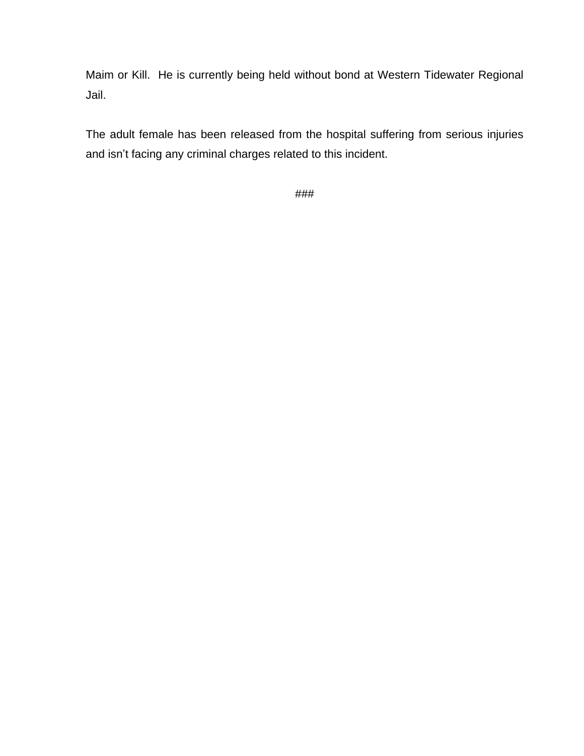Maim or Kill. He is currently being held without bond at Western Tidewater Regional Jail.

The adult female has been released from the hospital suffering from serious injuries and isn’t facing any criminal charges related to this incident.

###